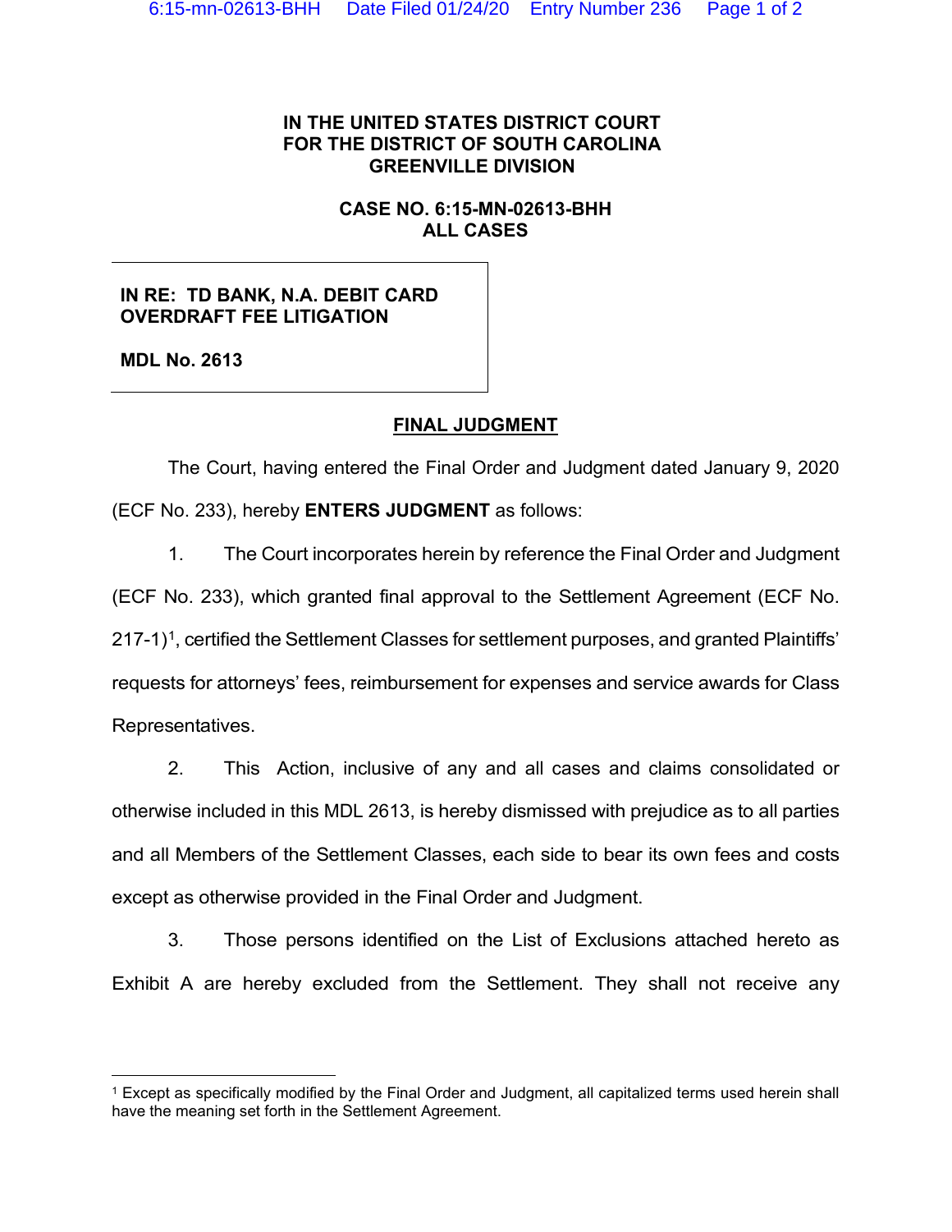**IN THE UNITED STATES DISTRICT COURT**
**FOR THE DISTRICT OF SOUTH CAROLINA**
**GREENVILLE DIVISION**

**CASE NO. 6:15-MN-02613-BHH**
**ALL CASES**

**IN RE: TD BANK, N.A. DEBIT CARD OVERDRAFT FEE LITIGATION**

**MDL No. 2613**

**FINAL JUDGMENT**

The Court, having entered the Final Order and Judgment dated January 9, 2020 (ECF No. 233), hereby **ENTERS JUDGMENT** as follows:

1. The Court incorporates herein by reference the Final Order and Judgment (ECF No. 233), which granted final approval to the Settlement Agreement (ECF No. 217-1)[1], certified the Settlement Classes for settlement purposes, and granted Plaintiffs' requests for attorneys' fees, reimbursement for expenses and service awards for Class Representatives.

2. This Action, inclusive of any and all cases and claims consolidated or otherwise included in this MDL 2613, is hereby dismissed with prejudice as to all parties and all Members of the Settlement Classes, each side to bear its own fees and costs except as otherwise provided in the Final Order and Judgment.

3. Those persons identified on the List of Exclusions attached hereto as Exhibit A are hereby excluded from the Settlement. They shall not receive any

---

[1] Except as specifically modified by the Final Order and Judgment, all capitalized terms used herein shall have the meaning set forth in the Settlement Agreement.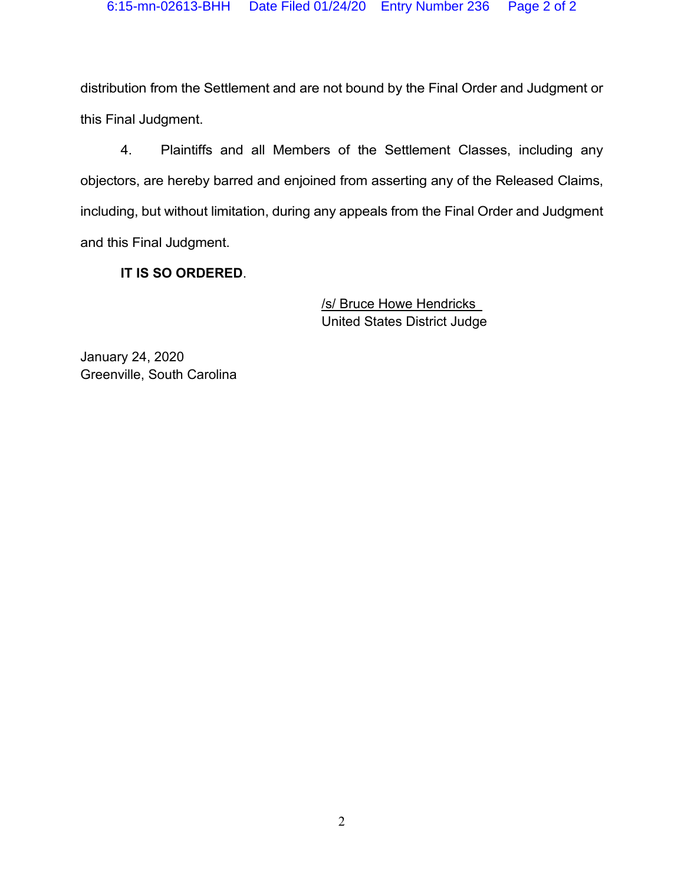distribution from the Settlement and are not bound by the Final Order and Judgment or this Final Judgment.

4. Plaintiffs and all Members of the Settlement Classes, including any objectors, are hereby barred and enjoined from asserting any of the Released Claims, including, but without limitation, during any appeals from the Final Order and Judgment and this Final Judgment.

**IT IS SO ORDERED**.

/s/ Bruce Howe Hendricks
United States District Judge

January 24, 2020
Greenville, South Carolina